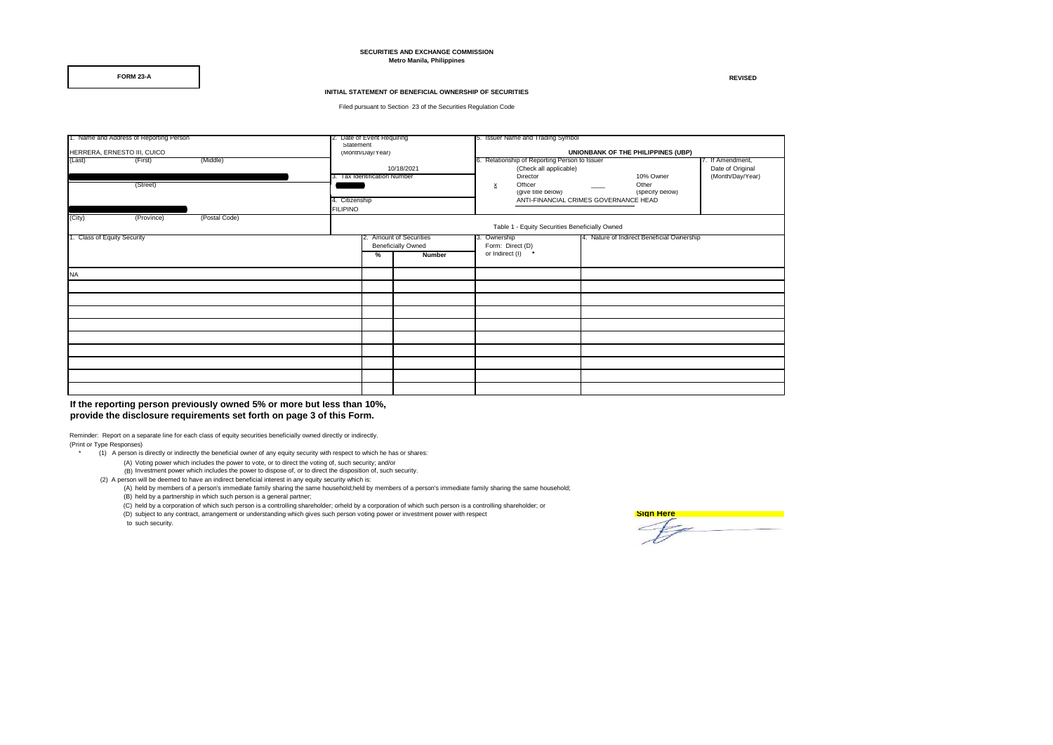**SECURITIES AND EXCHANGE COMMISSION**
**Metro Manila, Philippines**

**FORM 23-A**

**REVISED**

**INITIAL STATEMENT OF BENEFICIAL OWNERSHIP OF SECURITIES**

Filed pursuant to Section 23 of the Securities Regulation Code

| 1. Name and Address of Reporting Person | 2. Date of Event Requiring Statement (Month/Day/Year) | 5. Issuer Name and Trading Symbol | 7. If Amendment, Date of Original (Month/Day/Year) |
|---|---|---|---|
| HERRERA, ERNESTO III, CUICO<br>(Last) (First) (Middle) | 10/18/2021 | UNIONBANK OF THE PHILIPPINES (UBP) | |
| (Street) | 3. Tax Identification Number | 6. Relationship of Reporting Person to Issuer (Check all applicable)<br>Director / 10% Owner<br>x Officer (give title below) / ____ Other (specify below)<br>ANTI-FINANCIAL CRIMES GOVERNANCE HEAD | |
| (City) (Province) (Postal Code) | 4. Citizenship<br>FILIPINO | | |

Table 1 - Equity Securities Beneficially Owned

| 1. Class of Equity Security | 2. Amount of Securities Beneficially Owned | | 3. Ownership Form: Direct (D) or Indirect (I) * | 4. Nature of Indirect Beneficial Ownership |
|---|---|---|---|---|
| | % | Number | | |
| NA | | | | |
| | | | | |
| | | | | |
| | | | | |
| | | | | |
| | | | | |
| | | | | |
| | | | | |
| | | | | |
| | | | | |

**If the reporting person previously owned 5% or more but less than 10%, provide the disclosure requirements set forth on page 3 of this Form.**

Reminder: Report on a separate line for each class of equity securities beneficially owned directly or indirectly.
(Print or Type Responses)

\* (1) A person is directly or indirectly the beneficial owner of any equity security with respect to which he has or shares:
- (A) Voting power which includes the power to vote, or to direct the voting of, such security; and/or
- (B) Investment power which includes the power to dispose of, or to direct the disposition of, such security.

(2) A person will be deemed to have an indirect beneficial interest in any equity security which is:
- (A) held by members of a person's immediate family sharing the same household;held by members of a person's immediate family sharing the same household;
- (B) held by a partnership in which such person is a general partner;
- (C) held by a corporation of which such person is a controlling shareholder; orheld by a corporation of which such person is a controlling shareholder; or
- (D) subject to any contract, arrangement or understanding which gives such person voting power or investment power with respect to such security.

**Sign Here**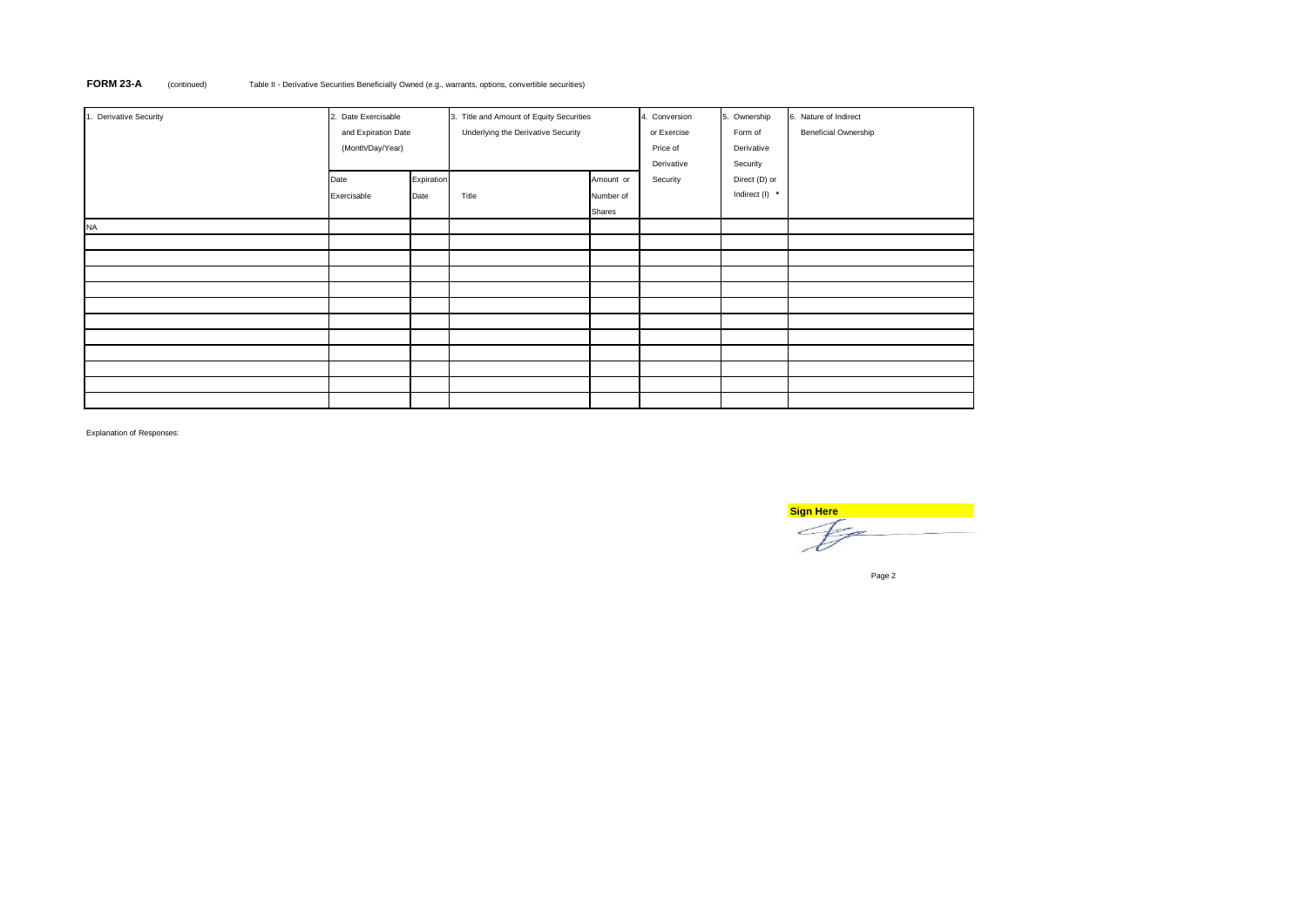**FORM 23-A** (continued) Table II - Derivative Securities Beneficially Owned (e.g., warrants, options, convertible securities)

| 1. Derivative Security | 2. Date Exercisable and Expiration Date (Month/Day/Year) | | 3. Title and Amount of Equity Securities Underlying the Derivative Security | | 4. Conversion or Exercise Price of Derivative Security | 5. Ownership Form of Derivative Security Direct (D) or Indirect (I) * | 6. Nature of Indirect Beneficial Ownership |
|---|---|---|---|---|---|---|---|
| | Date Exercisable | Expiration Date | Title | Amount or Number of Shares | | | |
| NA | | | | | | | |
| | | | | | | | |
| | | | | | | | |
| | | | | | | | |
| | | | | | | | |
| | | | | | | | |
| | | | | | | | |
| | | | | | | | |
| | | | | | | | |
| | | | | | | | |
| | | | | | | | |
| | | | | | | | |

Explanation of Responses:

**Sign Here**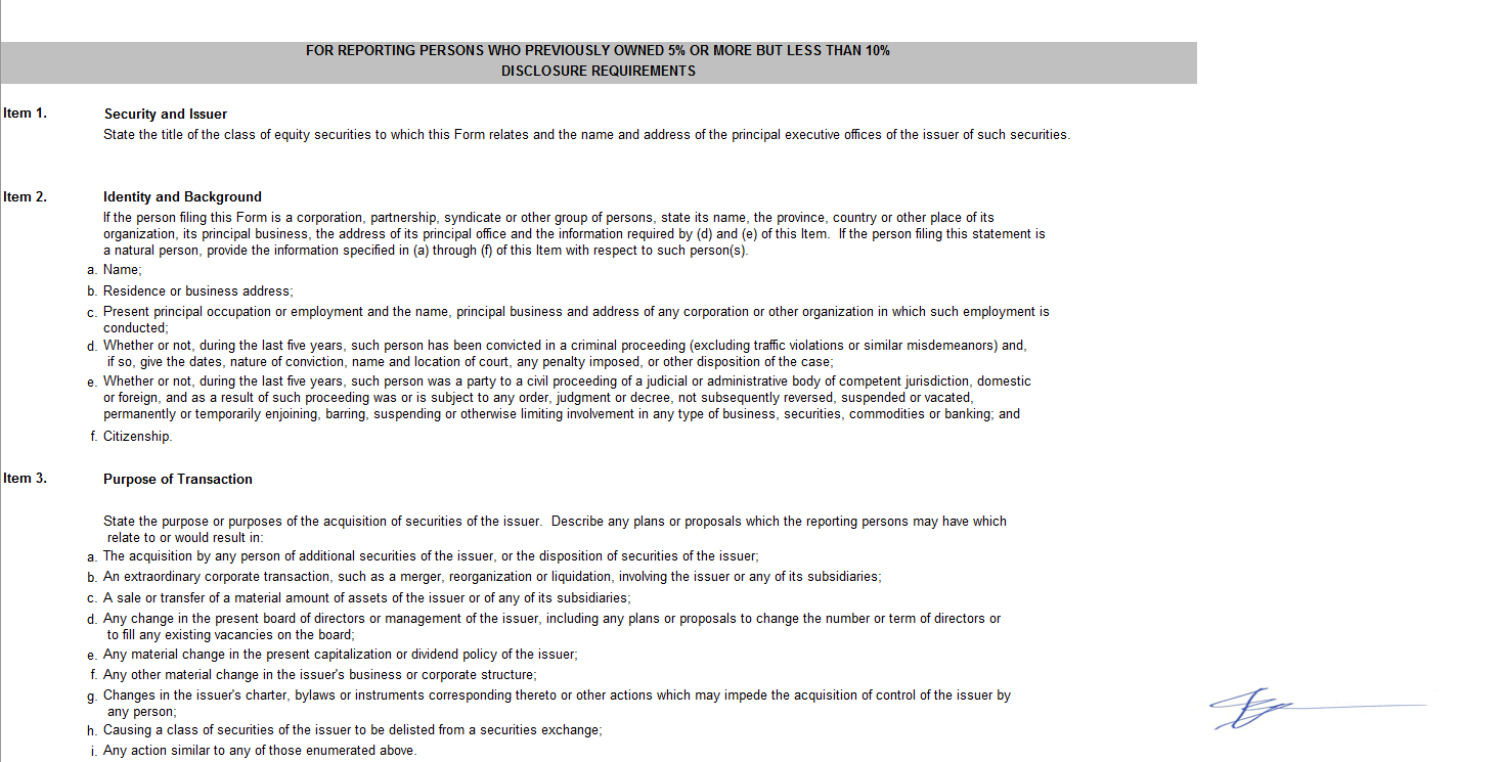## FOR REPORTING PERSONS WHO PREVIOUSLY OWNED 5% OR MORE BUT LESS THAN 10%
## DISCLOSURE REQUIREMENTS

**Item 1.** **Security and Issuer**

State the title of the class of equity securities to which this Form relates and the name and address of the principal executive offices of the issuer of such securities.

**Item 2.** **Identity and Background**

If the person filing this Form is a corporation, partnership, syndicate or other group of persons, state its name, the province, country or other place of its organization, its principal business, the address of its principal office and the information required by (d) and (e) of this Item. If the person filing this statement is a natural person, provide the information specified in (a) through (f) of this Item with respect to such person(s).

a. Name;
b. Residence or business address;
c. Present principal occupation or employment and the name, principal business and address of any corporation or other organization in which such employment is conducted;
d. Whether or not, during the last five years, such person has been convicted in a criminal proceeding (excluding traffic violations or similar misdemeanors) and, if so, give the dates, nature of conviction, name and location of court, any penalty imposed, or other disposition of the case;
e. Whether or not, during the last five years, such person was a party to a civil proceeding of a judicial or administrative body of competent jurisdiction, domestic or foreign, and as a result of such proceeding was or is subject to any order, judgment or decree, not subsequently reversed, suspended or vacated, permanently or temporarily enjoining, barring, suspending or otherwise limiting involvement in any type of business, securities, commodities or banking; and
f. Citizenship.

**Item 3.** **Purpose of Transaction**

State the purpose or purposes of the acquisition of securities of the issuer. Describe any plans or proposals which the reporting persons may have which relate to or would result in:

a. The acquisition by any person of additional securities of the issuer, or the disposition of securities of the issuer;
b. An extraordinary corporate transaction, such as a merger, reorganization or liquidation, involving the issuer or any of its subsidiaries;
c. A sale or transfer of a material amount of assets of the issuer or of any of its subsidiaries;
d. Any change in the present board of directors or management of the issuer, including any plans or proposals to change the number or term of directors or to fill any existing vacancies on the board;
e. Any material change in the present capitalization or dividend policy of the issuer;
f. Any other material change in the issuer's business or corporate structure;
g. Changes in the issuer's charter, bylaws or instruments corresponding thereto or other actions which may impede the acquisition of control of the issuer by any person;
h. Causing a class of securities of the issuer to be delisted from a securities exchange;
i. Any action similar to any of those enumerated above.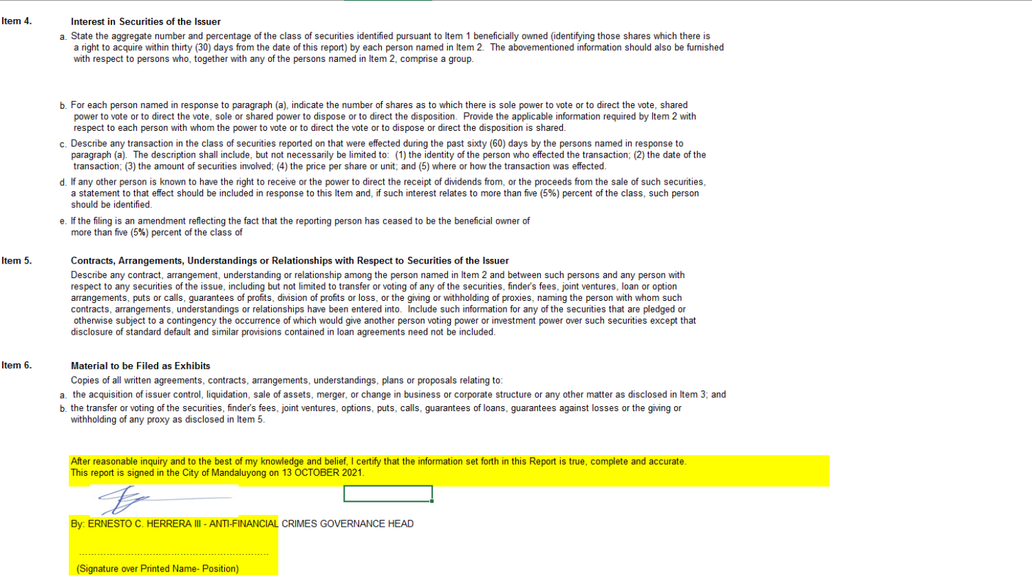**Item 4. Interest in Securities of the Issuer**

a. State the aggregate number and percentage of the class of securities identified pursuant to Item 1 beneficially owned (identifying those shares which there is a right to acquire within thirty (30) days from the date of this report) by each person named in Item 2. The abovementioned information should also be furnished with respect to persons who, together with any of the persons named in Item 2, comprise a group.

b. For each person named in response to paragraph (a), indicate the number of shares as to which there is sole power to vote or to direct the vote, shared power to vote or to direct the vote, sole or shared power to dispose or to direct the disposition. Provide the applicable information required by Item 2 with respect to each person with whom the power to vote or to direct the vote or to dispose or direct the disposition is shared.

c. Describe any transaction in the class of securities reported on that were effected during the past sixty (60) days by the persons named in response to paragraph (a). The description shall include, but not necessarily be limited to: (1) the identity of the person who effected the transaction; (2) the date of the transaction; (3) the amount of securities involved; (4) the price per share or unit; and (5) where or how the transaction was effected.

d. If any other person is known to have the right to receive or the power to direct the receipt of dividends from, or the proceeds from the sale of such securities, a statement to that effect should be included in response to this Item and, if such interest relates to more than five (5%) percent of the class, such person should be identified.

e. If the filing is an amendment reflecting the fact that the reporting person has ceased to be the beneficial owner of more than five (5%) percent of the class of

**Item 5. Contracts, Arrangements, Understandings or Relationships with Respect to Securities of the Issuer**

Describe any contract, arrangement, understanding or relationship among the person named in Item 2 and between such persons and any person with respect to any securities of the issue, including but not limited to transfer or voting of any of the securities, finder's fees, joint ventures, loan or option arrangements, puts or calls, guarantees of profits, division of profits or loss, or the giving or withholding of proxies, naming the person with whom such contracts, arrangements, understandings or relationships have been entered into. Include such information for any of the securities that are pledged or otherwise subject to a contingency the occurrence of which would give another person voting power or investment power over such securities except that disclosure of standard default and similar provisions contained in loan agreements need not be included.

**Item 6. Material to be Filed as Exhibits**

Copies of all written agreements, contracts, arrangements, understandings, plans or proposals relating to:

a. the acquisition of issuer control, liquidation, sale of assets, merger, or change in business or corporate structure or any other matter as disclosed in Item 3; and

b. the transfer or voting of the securities, finder's fees, joint ventures, options, puts, calls, guarantees of loans, guarantees against losses or the giving or withholding of any proxy as disclosed in Item 5.

After reasonable inquiry and to the best of my knowledge and belief, I certify that the information set forth in this Report is true, complete and accurate.
This report is signed in the City of Mandaluyong on 13 OCTOBER 2021.

By: ERNESTO C. HERRERA III - ANTI-FINANCIAL CRIMES GOVERNANCE HEAD

..............................................................

(Signature over Printed Name- Position)